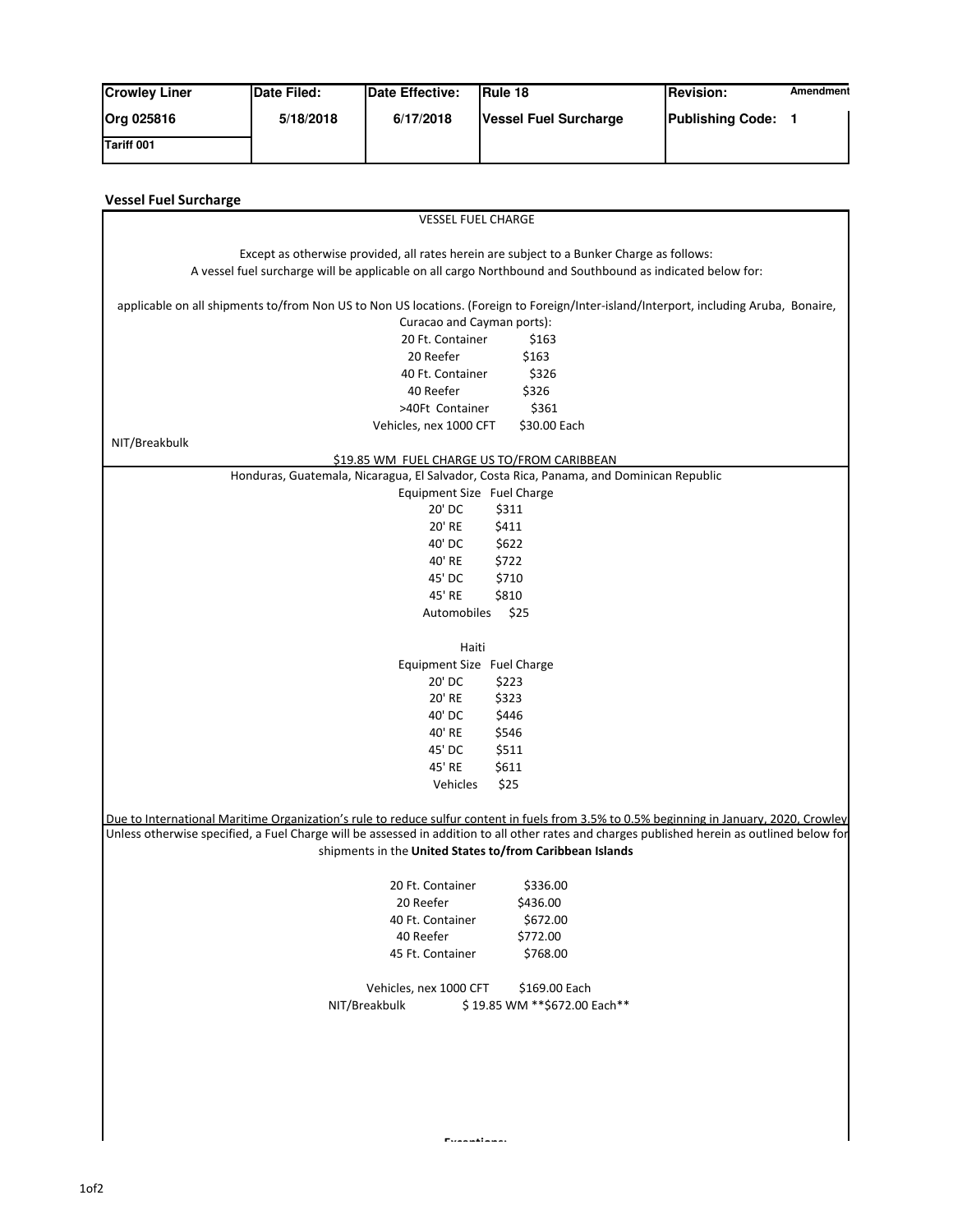| Crowley Liner | Date Filed: | Date Effective: | Rule 18 | Revision: Amendment |
| --- | --- | --- | --- | --- |
| Org 025816 | 5/18/2018 | 6/17/2018 | Vessel Fuel Surcharge | Publishing Code: 1 |
| Tariff 001 | | | | |

## Vessel Fuel Surcharge

VESSEL FUEL CHARGE

Except as otherwise provided, all rates herein are subject to a Bunker Charge as follows:
A vessel fuel surcharge will be applicable on all cargo Northbound and Southbound as indicated below for:

applicable on all shipments to/from Non US to Non US locations. (Foreign to Foreign/Inter-island/Interport, including Aruba, Bonaire, Curacao and Cayman ports):

| | |
| --- | --- |
| 20 Ft. Container | $163 |
| 20 Reefer | $163 |
| 40 Ft. Container | $326 |
| 40 Reefer | $326 |
| >40Ft Container | $361 |
| Vehicles, nex 1000 CFT | $30.00 Each |

NIT/Breakbulk

$19.85 WM FUEL CHARGE US TO/FROM CARIBBEAN

Honduras, Guatemala, Nicaragua, El Salvador, Costa Rica, Panama, and Dominican Republic

| Equipment Size | Fuel Charge |
| --- | --- |
| 20' DC | $311 |
| 20' RE | $411 |
| 40' DC | $622 |
| 40' RE | $722 |
| 45' DC | $710 |
| 45' RE | $810 |
| Automobiles | $25 |

Haiti

| Equipment Size | Fuel Charge |
| --- | --- |
| 20' DC | $223 |
| 20' RE | $323 |
| 40' DC | $446 |
| 40' RE | $546 |
| 45' DC | $511 |
| 45' RE | $611 |
| Vehicles | $25 |

Due to International Maritime Organization's rule to reduce sulfur content in fuels from 3.5% to 0.5% beginning in January, 2020, Crowley
Unless otherwise specified, a Fuel Charge will be assessed in addition to all other rates and charges published herein as outlined below for shipments in the **United States to/from Caribbean Islands**

| | |
| --- | --- |
| 20 Ft. Container | $336.00 |
| 20 Reefer | $436.00 |
| 40 Ft. Container | $672.00 |
| 40 Reefer | $772.00 |
| 45 Ft. Container | $768.00 |

| | |
| --- | --- |
| Vehicles, nex 1000 CFT | $169.00 Each |
| NIT/Breakbulk | $ 19.85 WM **$672.00 Each** |

Exceptions: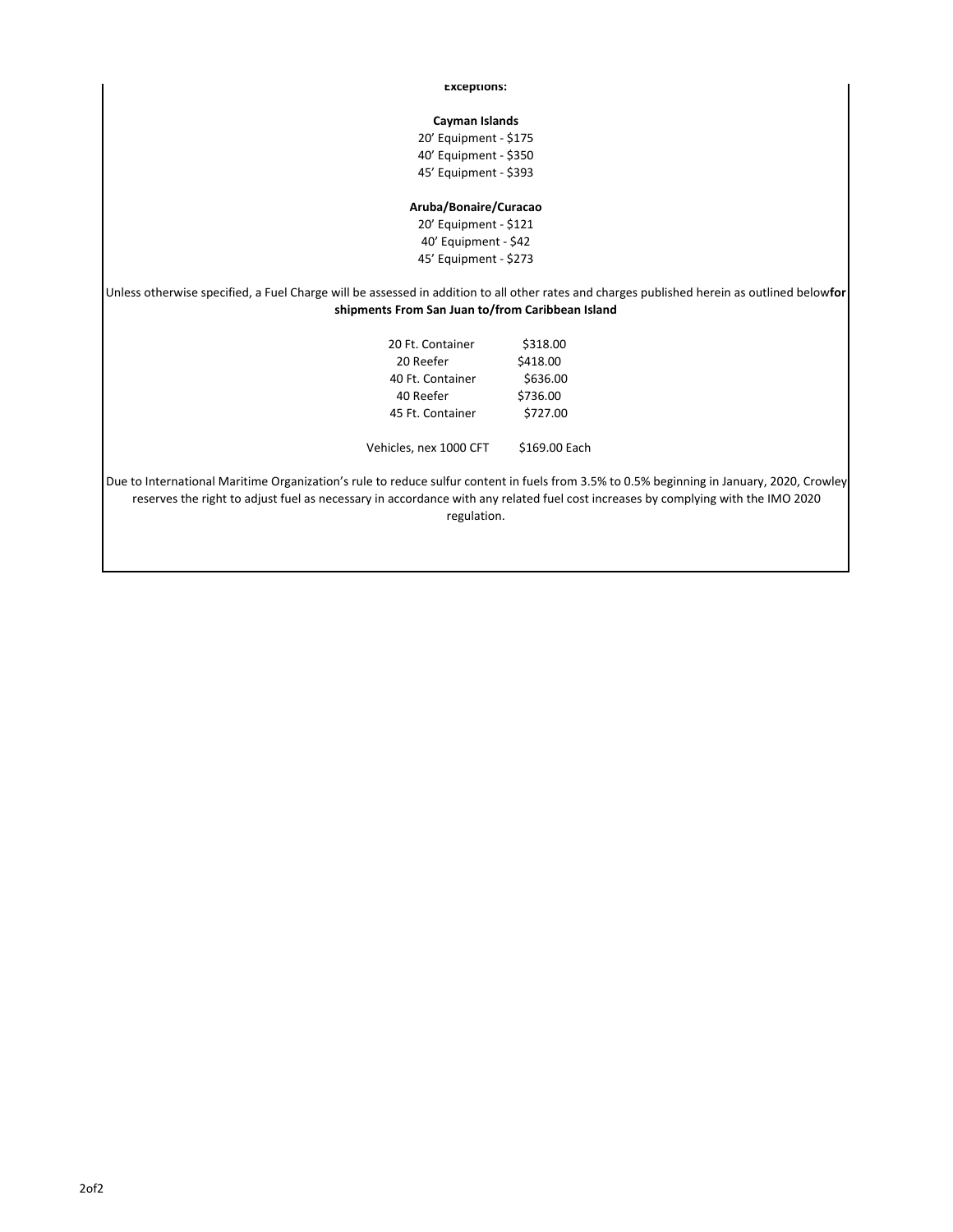**Exceptions:**

**Cayman Islands**

20' Equipment - $175

40' Equipment - $350

45' Equipment - $393

**Aruba/Bonaire/Curacao**

20' Equipment - $121

40' Equipment - $42

45' Equipment - $273

Unless otherwise specified, a Fuel Charge will be assessed in addition to all other rates and charges published herein as outlined below**for shipments From San Juan to/from Caribbean Island**

| | |
|---|---|
| 20 Ft. Container | $318.00 |
| 20 Reefer | $418.00 |
| 40 Ft. Container | $636.00 |
| 40 Reefer | $736.00 |
| 45 Ft. Container | $727.00 |
| Vehicles, nex 1000 CFT | $169.00 Each |

Due to International Maritime Organization's rule to reduce sulfur content in fuels from 3.5% to 0.5% beginning in January, 2020, Crowley reserves the right to adjust fuel as necessary in accordance with any related fuel cost increases by complying with the IMO 2020 regulation.